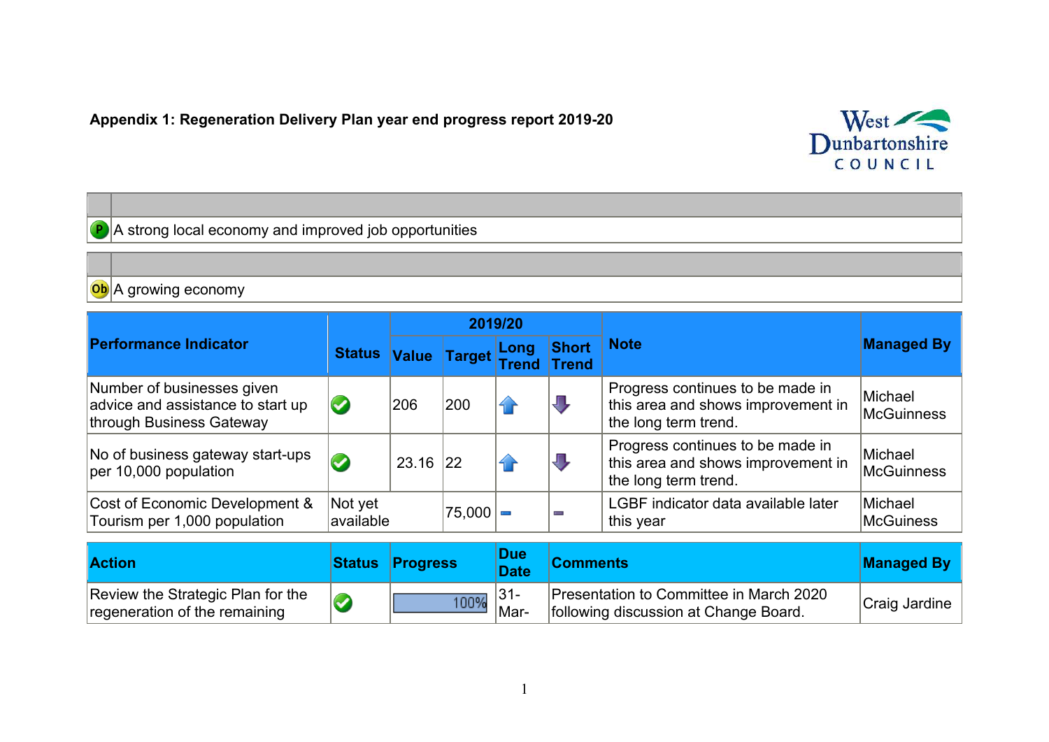# Appendix 1: Regeneration Delivery Plan year end progress report 2019-20

| | |
|---|---|
| P | A strong local economy and improved job opportunities |

| | |
|---|---|
| Ob | A growing economy |

| Performance Indicator | Status | 2019/20 | | | | Note | Managed By |
|---|---|---|---|---|---|---|---|
| | | Value | Target | Long Trend | Short Trend | | |
| Number of businesses given advice and assistance to start up through Business Gateway | ✔ | 206 | 200 | ⬆ | ⬇ | Progress continues to be made in this area and shows improvement in the long term trend. | Michael McGuinness |
| No of business gateway start-ups per 10,000 population | ✔ | 23.16 | 22 | ⬆ | ⬇ | Progress continues to be made in this area and shows improvement in the long term trend. | Michael McGuinness |
| Cost of Economic Development & Tourism per 1,000 population | Not yet available | | 75,000 | - | - | LGBF indicator data available later this year | Michael McGuiness |

| Action | Status | Progress | Due Date | Comments | Managed By |
|---|---|---|---|---|---|
| Review the Strategic Plan for the regeneration of the remaining | ✔ | 100% | 31-Mar- | Presentation to Committee in March 2020 following discussion at Change Board. | Craig Jardine |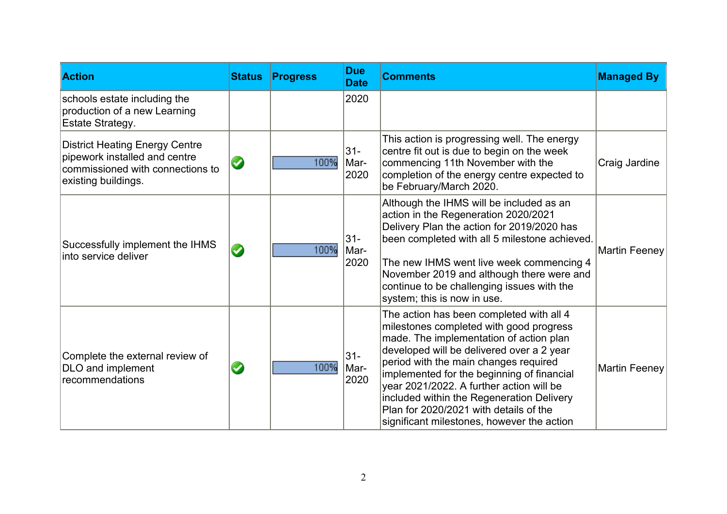| Action | Status | Progress | Due Date | Comments | Managed By |
| --- | --- | --- | --- | --- | --- |
| schools estate including the production of a new Learning Estate Strategy. | | | 2020 | | |
| District Heating Energy Centre pipework installed and centre commissioned with connections to existing buildings. | ✓ | 100% | 31-Mar-2020 | This action is progressing well. The energy centre fit out is due to begin on the week commencing 11th November with the completion of the energy centre expected to be February/March 2020. | Craig Jardine |
| Successfully implement the IHMS into service deliver | ✓ | 100% | 31-Mar-2020 | Although the IHMS will be included as an action in the Regeneration 2020/2021 Delivery Plan the action for 2019/2020 has been completed with all 5 milestone achieved.<br><br>The new IHMS went live week commencing 4 November 2019 and although there were and continue to be challenging issues with the system; this is now in use. | Martin Feeney |
| Complete the external review of DLO and implement recommendations | ✓ | 100% | 31-Mar-2020 | The action has been completed with all 4 milestones completed with good progress made. The implementation of action plan developed will be delivered over a 2 year period with the main changes required implemented for the beginning of financial year 2021/2022. A further action will be included within the Regeneration Delivery Plan for 2020/2021 with details of the significant milestones, however the action | Martin Feeney |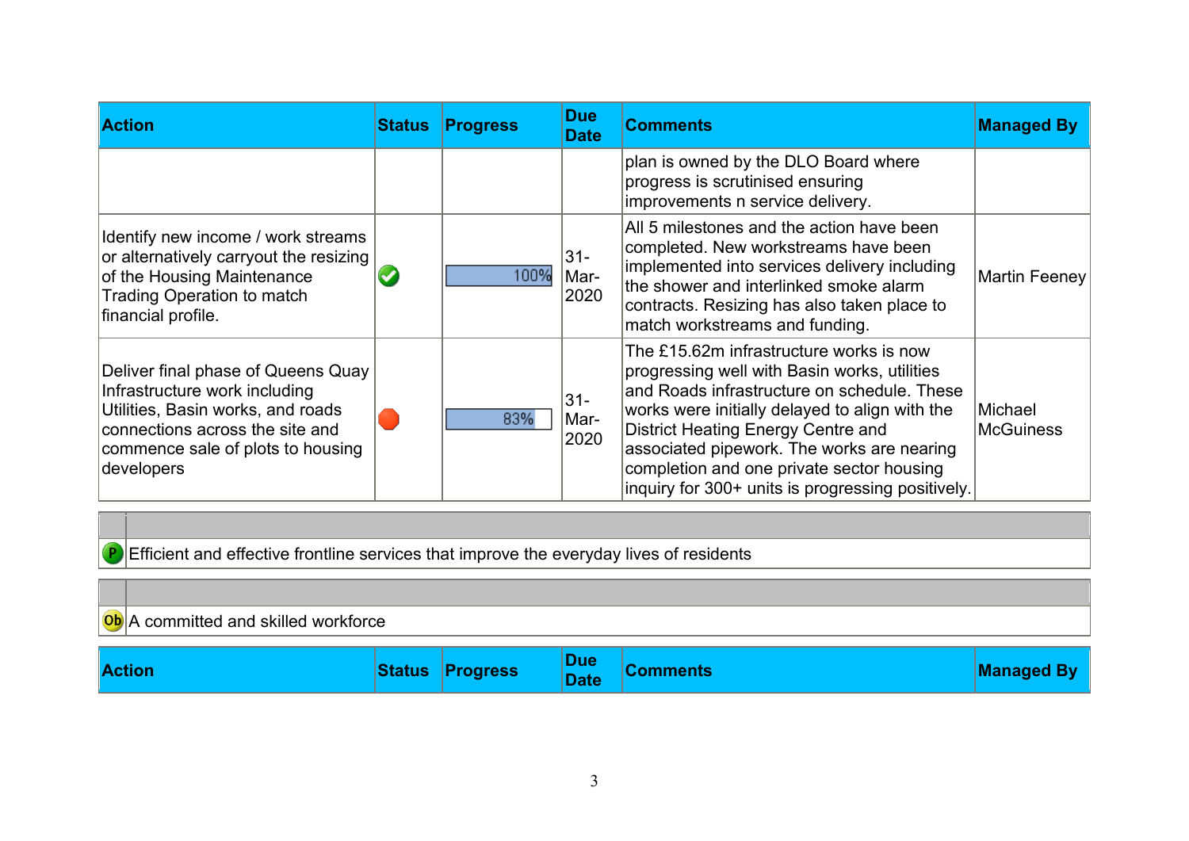| Action | Status | Progress | Due Date | Comments | Managed By |
|---|---|---|---|---|---|
| | | | | plan is owned by the DLO Board where progress is scrutinised ensuring improvements n service delivery. | |
| Identify new income / work streams or alternatively carryout the resizing of the Housing Maintenance Trading Operation to match financial profile. | Completed | 100% | 31-Mar-2020 | All 5 milestones and the action have been completed. New workstreams have been implemented into services delivery including the shower and interlinked smoke alarm contracts. Resizing has also taken place to match workstreams and funding. | Martin Feeney |
| Deliver final phase of Queens Quay Infrastructure work including Utilities, Basin works, and roads connections across the site and commence sale of plots to housing developers | Red | 83% | 31-Mar-2020 | The £15.62m infrastructure works is now progressing well with Basin works, utilities and Roads infrastructure on schedule. These works were initially delayed to align with the District Heating Energy Centre and associated pipework. The works are nearing completion and one private sector housing inquiry for 300+ units is progressing positively. | Michael McGuiness |

P Efficient and effective frontline services that improve the everyday lives of residents

Ob A committed and skilled workforce

| Action | Status | Progress | Due Date | Comments | Managed By |
|---|---|---|---|---|---|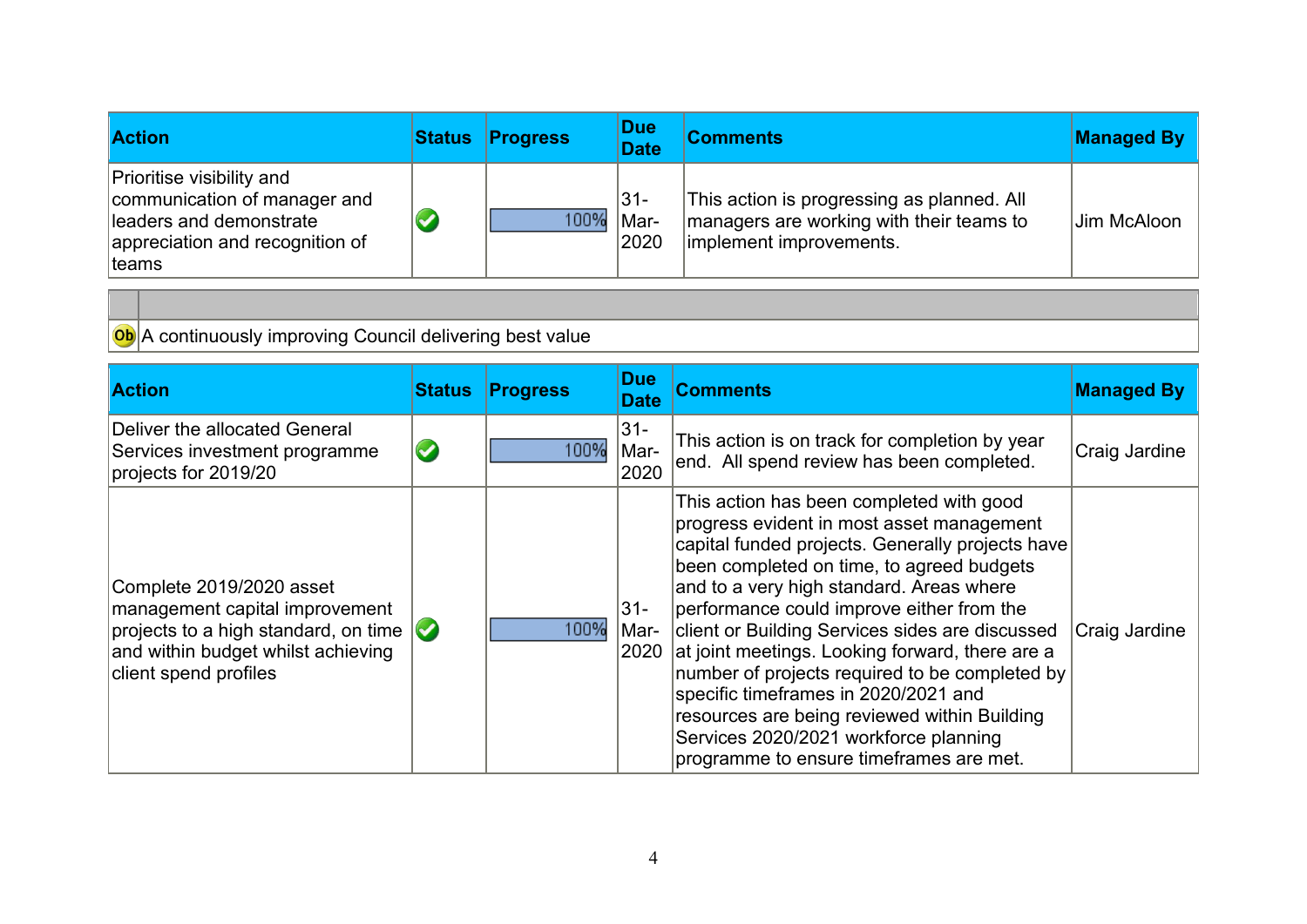| Action | Status | Progress | Due Date | Comments | Managed By |
|---|---|---|---|---|---|
| Prioritise visibility and communication of manager and leaders and demonstrate appreciation and recognition of teams | ✔ | 100% | 31-Mar-2020 | This action is progressing as planned. All managers are working with their teams to implement improvements. | Jim McAloon |

| | |
|---|---|
| Ob | A continuously improving Council delivering best value |

| Action | Status | Progress | Due Date | Comments | Managed By |
|---|---|---|---|---|---|
| Deliver the allocated General Services investment programme projects for 2019/20 | ✔ | 100% | 31-Mar-2020 | This action is on track for completion by year end. All spend review has been completed. | Craig Jardine |
| Complete 2019/2020 asset management capital improvement projects to a high standard, on time and within budget whilst achieving client spend profiles | ✔ | 100% | 31-Mar-2020 | This action has been completed with good progress evident in most asset management capital funded projects. Generally projects have been completed on time, to agreed budgets and to a very high standard. Areas where performance could improve either from the client or Building Services sides are discussed at joint meetings. Looking forward, there are a number of projects required to be completed by specific timeframes in 2020/2021 and resources are being reviewed within Building Services 2020/2021 workforce planning programme to ensure timeframes are met. | Craig Jardine |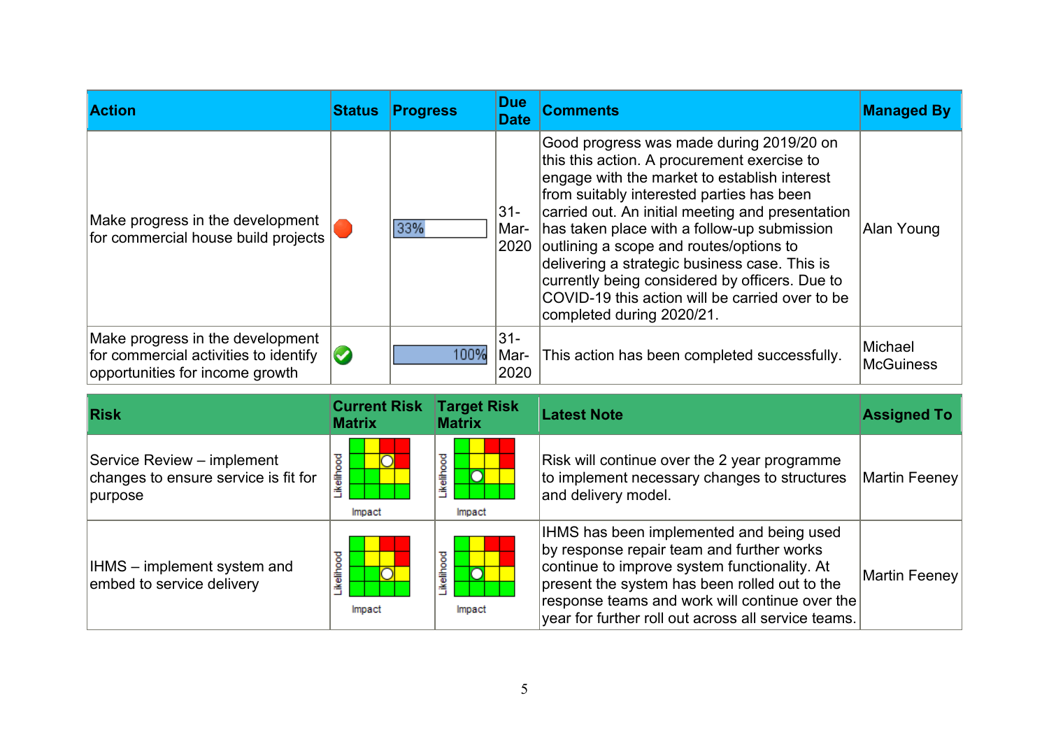| Action | Status | Progress | Due Date | Comments | Managed By |
|---|---|---|---|---|---|
| Make progress in the development for commercial house build projects | | 33% | 31-Mar-2020 | Good progress was made during 2019/20 on this this action. A procurement exercise to engage with the market to establish interest from suitably interested parties has been carried out. An initial meeting and presentation has taken place with a follow-up submission outlining a scope and routes/options to delivering a strategic business case. This is currently being considered by officers. Due to COVID-19 this action will be carried over to be completed during 2020/21. | Alan Young |
| Make progress in the development for commercial activities to identify opportunities for income growth | | 100% | 31-Mar-2020 | This action has been completed successfully. | Michael McGuiness |

| Risk | Current Risk Matrix | Target Risk Matrix | Latest Note | Assigned To |
|---|---|---|---|---|
| Service Review – implement changes to ensure service is fit for purpose | Likelihood / Impact | Likelihood / Impact | Risk will continue over the 2 year programme to implement necessary changes to structures and delivery model. | Martin Feeney |
| IHMS – implement system and embed to service delivery | Likelihood / Impact | Likelihood / Impact | IHMS has been implemented and being used by response repair team and further works continue to improve system functionality. At present the system has been rolled out to the response teams and work will continue over the year for further roll out across all service teams. | Martin Feeney |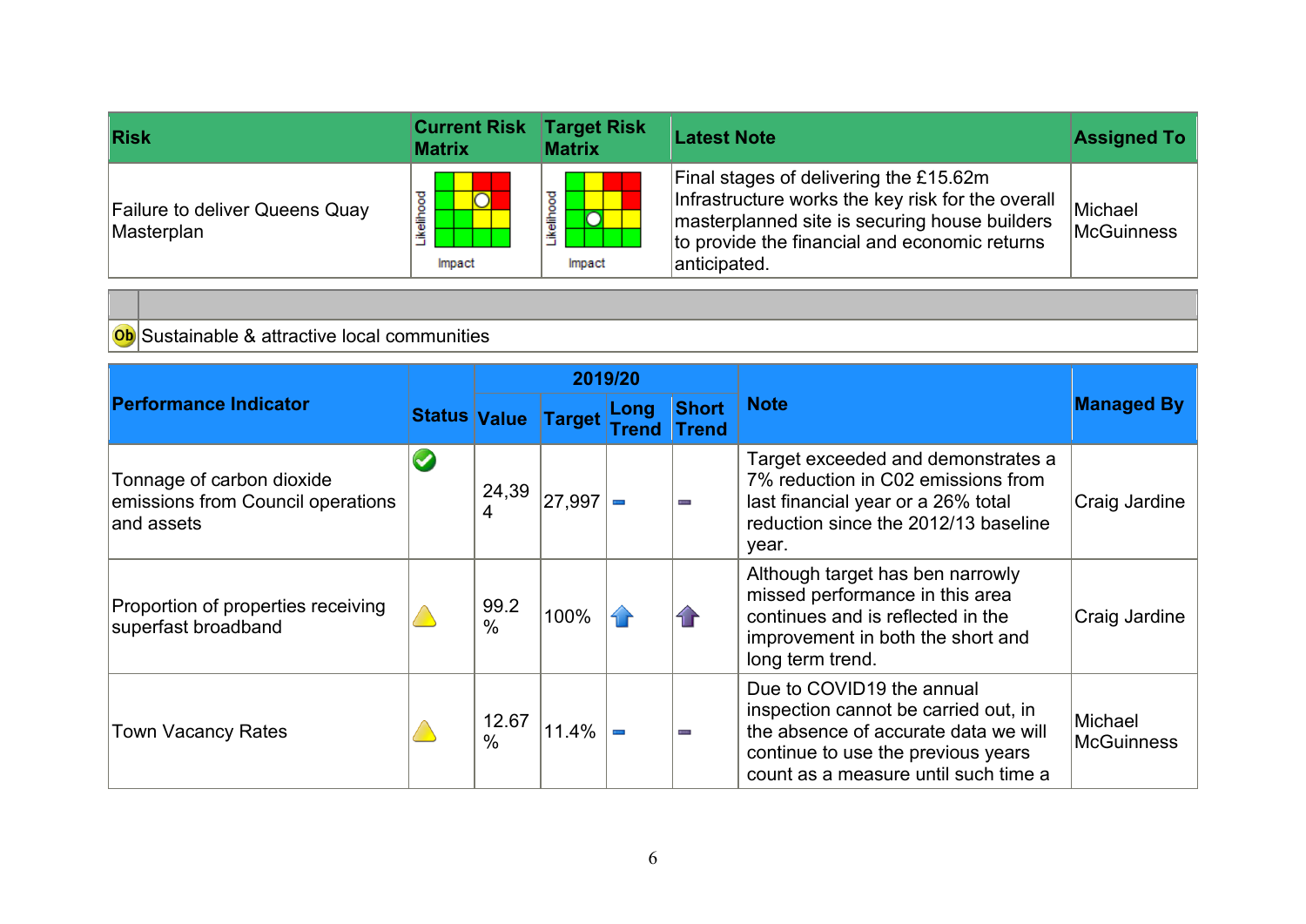| Risk | Current Risk Matrix | Target Risk Matrix | Latest Note | Assigned To |
|---|---|---|---|---|
| Failure to deliver Queens Quay Masterplan | | | Final stages of delivering the £15.62m Infrastructure works the key risk for the overall masterplanned site is securing house builders to provide the financial and economic returns anticipated. | Michael McGuinness |

| | |
|---|---|
| Ob | Sustainable & attractive local communities |

| Performance Indicator | Status | 2019/20 | | | | Note | Managed By |
|---|---|---|---|---|---|---|---|
| | | Value | Target | Long Trend | Short Trend | | |
| Tonnage of carbon dioxide emissions from Council operations and assets | | 24,394 | 27,997 | | | Target exceeded and demonstrates a 7% reduction in C02 emissions from last financial year or a 26% total reduction since the 2012/13 baseline year. | Craig Jardine |
| Proportion of properties receiving superfast broadband | | 99.2 % | 100% | | | Although target has ben narrowly missed performance in this area continues and is reflected in the improvement in both the short and long term trend. | Craig Jardine |
| Town Vacancy Rates | | 12.67 % | 11.4% | | | Due to COVID19 the annual inspection cannot be carried out, in the absence of accurate data we will continue to use the previous years count as a measure until such time a | Michael McGuinness |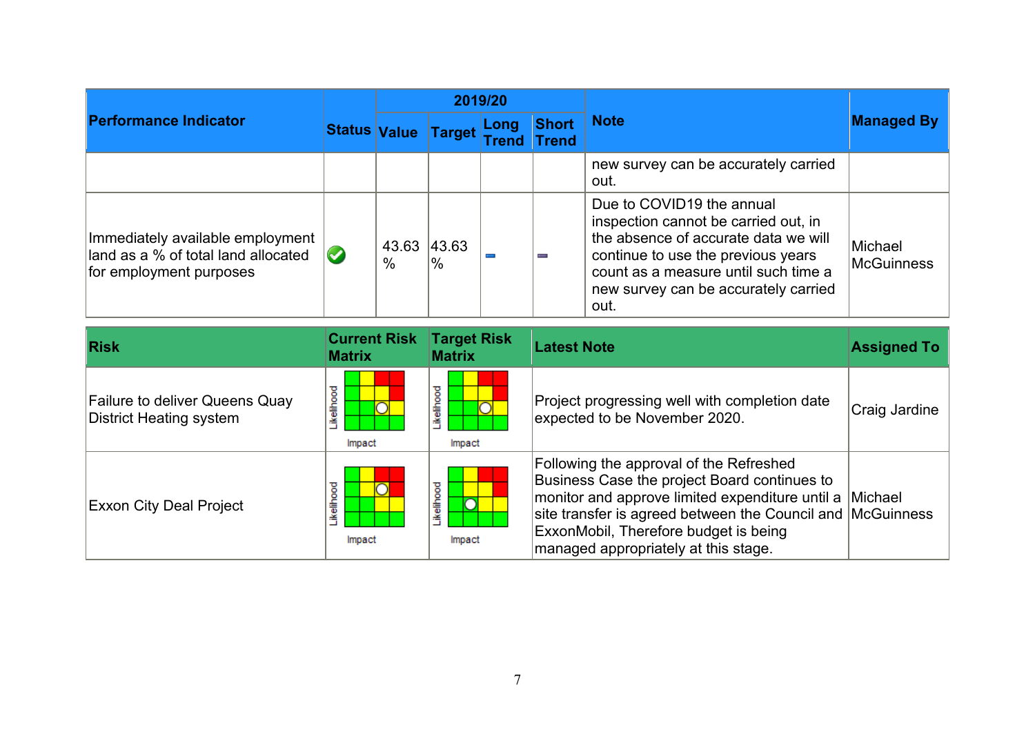| Performance Indicator | Status | 2019/20 | | | | Note | Managed By |
|---|---|---|---|---|---|---|---|
| | | Value | Target | Long Trend | Short Trend | | |
| | | | | | | new survey can be accurately carried out. | |
| Immediately available employment land as a % of total land allocated for employment purposes | | 43.63 % | 43.63 % | | | Due to COVID19 the annual inspection cannot be carried out, in the absence of accurate data we will continue to use the previous years count as a measure until such time a new survey can be accurately carried out. | Michael McGuinness |

| Risk | Current Risk Matrix | Target Risk Matrix | Latest Note | Assigned To |
|---|---|---|---|---|
| Failure to deliver Queens Quay District Heating system | | | Project progressing well with completion date expected to be November 2020. | Craig Jardine |
| Exxon City Deal Project | | | Following the approval of the Refreshed Business Case the project Board continues to monitor and approve limited expenditure until a site transfer is agreed between the Council and ExxonMobil, Therefore budget is being managed appropriately at this stage. | Michael McGuinness |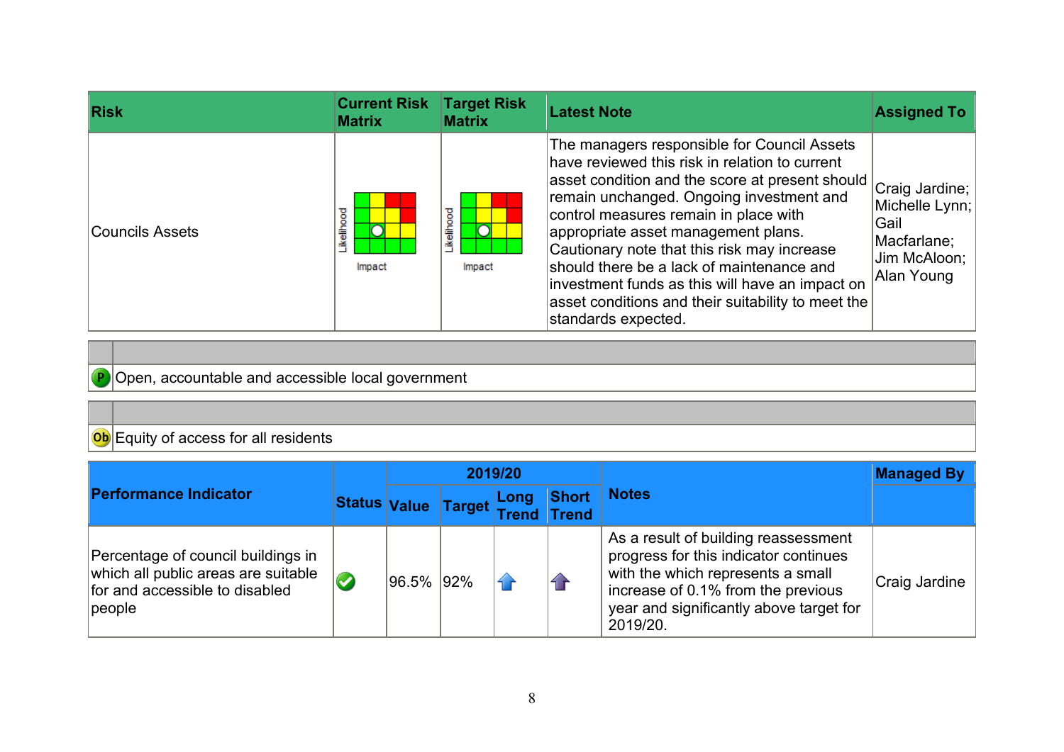| Risk | Current Risk Matrix | Target Risk Matrix | Latest Note | Assigned To |
|---|---|---|---|---|
| Councils Assets | Likelihood / Impact | Likelihood / Impact | The managers responsible for Council Assets have reviewed this risk in relation to current asset condition and the score at present should remain unchanged. Ongoing investment and control measures remain in place with appropriate asset management plans. Cautionary note that this risk may increase should there be a lack of maintenance and investment funds as this will have an impact on asset conditions and their suitability to meet the standards expected. | Craig Jardine; Michelle Lynn; Gail Macfarlane; Jim McAloon; Alan Young |

| | |
|---|---|
| P | Open, accountable and accessible local government |

| | |
|---|---|
| Ob | Equity of access for all residents |

| Performance Indicator | Status | 2019/20 | | | | Notes | Managed By |
|---|---|---|---|---|---|---|---|
| | | Value | Target | Long Trend | Short Trend | | |
| Percentage of council buildings in which all public areas are suitable for and accessible to disabled people | ✔ | 96.5% | 92% | ↑ | ↑ | As a result of building reassessment progress for this indicator continues with the which represents a small increase of 0.1% from the previous year and significantly above target for 2019/20. | Craig Jardine |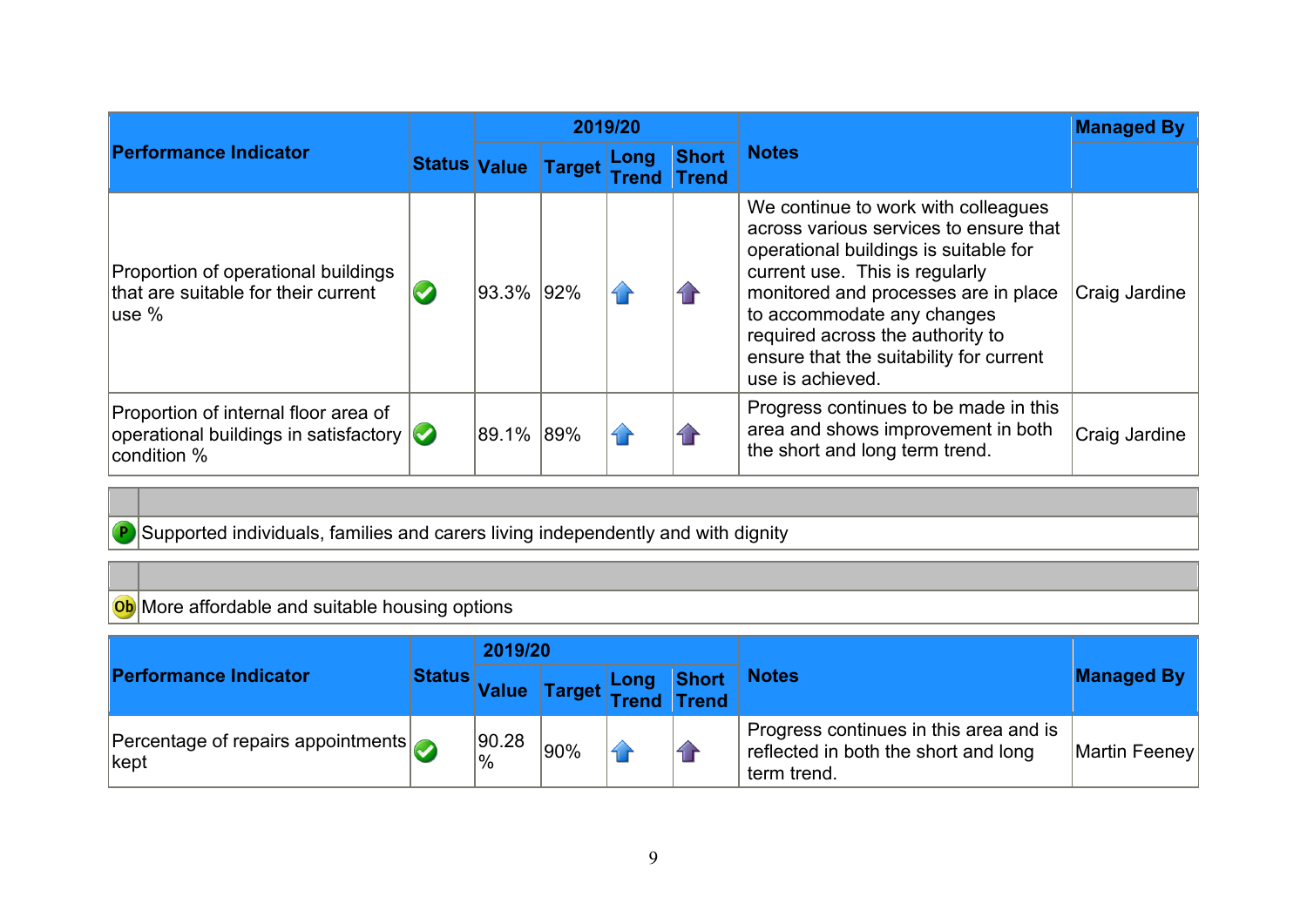| Performance Indicator | Status | 2019/20 | | Long Trend | Short Trend | Notes | Managed By |
|---|---|---|---|---|---|---|---|
| | | Value | Target | | | | |
| Proportion of operational buildings that are suitable for their current use % | ✔ | 93.3% | 92% | ⬆ | ⬆ | We continue to work with colleagues across various services to ensure that operational buildings is suitable for current use. This is regularly monitored and processes are in place to accommodate any changes required across the authority to ensure that the suitability for current use is achieved. | Craig Jardine |
| Proportion of internal floor area of operational buildings in satisfactory condition % | ✔ | 89.1% | 89% | ⬆ | ⬆ | Progress continues to be made in this area and shows improvement in both the short and long term trend. | Craig Jardine |

P — Supported individuals, families and carers living independently and with dignity

Ob — More affordable and suitable housing options

| Performance Indicator | Status | 2019/20 | | Long Trend | Short Trend | Notes | Managed By |
|---|---|---|---|---|---|---|---|
| | | Value | Target | | | | |
| Percentage of repairs appointments kept | ✔ | 90.28 % | 90% | ⬆ | ⬆ | Progress continues in this area and is reflected in both the short and long term trend. | Martin Feeney |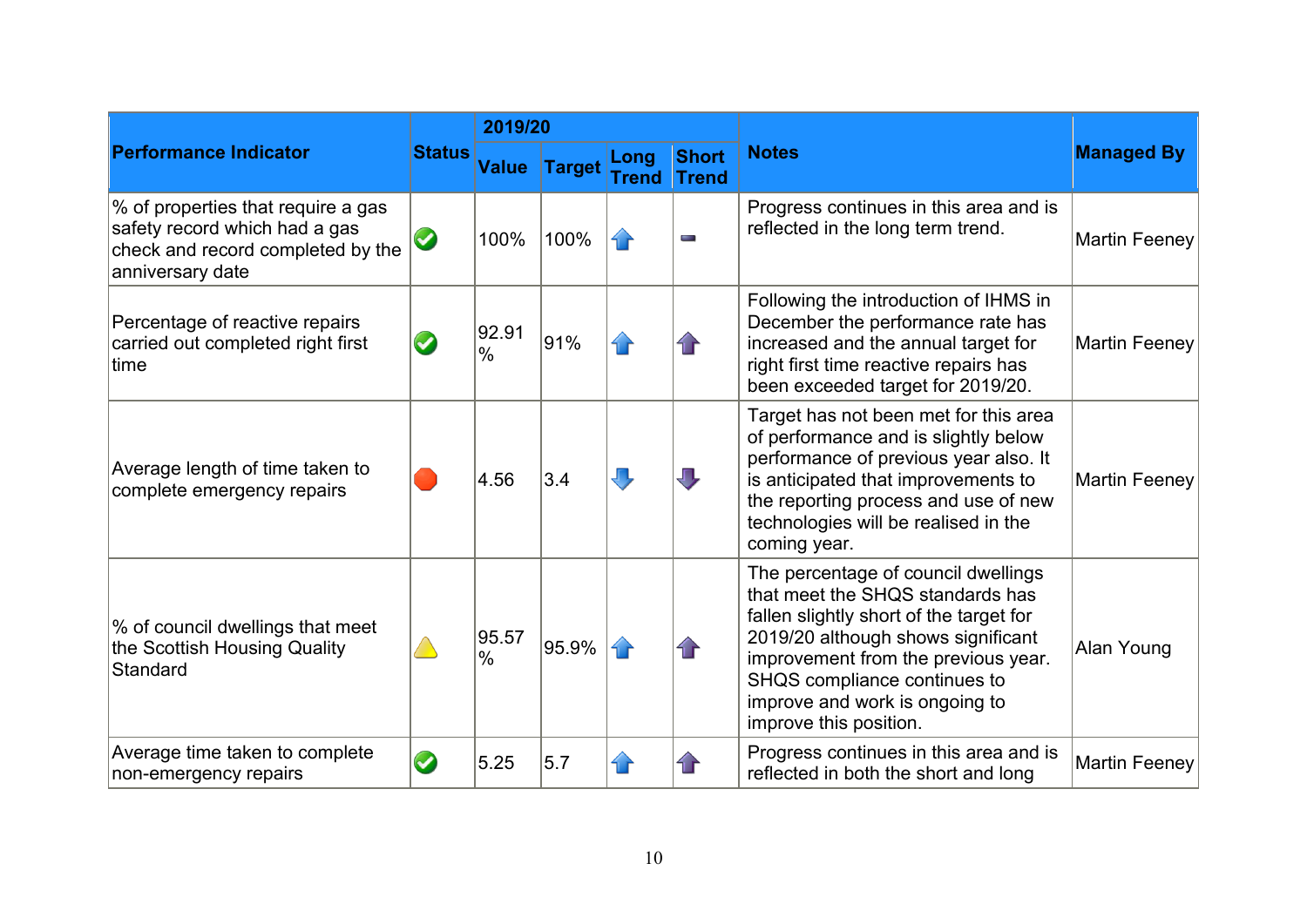| Performance Indicator | Status | 2019/20 | | | | Notes | Managed By |
|---|---|---|---|---|---|---|---|
| | | Value | Target | Long Trend | Short Trend | | |
| % of properties that require a gas safety record which had a gas check and record completed by the anniversary date | ✅ | 100% | 100% | ⬆ | ▬ | Progress continues in this area and is reflected in the long term trend. | Martin Feeney |
| Percentage of reactive repairs carried out completed right first time | ✅ | 92.91 % | 91% | ⬆ | ⬆ | Following the introduction of IHMS in December the performance rate has increased and the annual target for right first time reactive repairs has been exceeded target for 2019/20. | Martin Feeney |
| Average length of time taken to complete emergency repairs | 🔴 | 4.56 | 3.4 | ⬇ | ⬇ | Target has not been met for this area of performance and is slightly below performance of previous year also. It is anticipated that improvements to the reporting process and use of new technologies will be realised in the coming year. | Martin Feeney |
| % of council dwellings that meet the Scottish Housing Quality Standard | ⚠️ | 95.57 % | 95.9% | ⬆ | ⬆ | The percentage of council dwellings that meet the SHQS standards has fallen slightly short of the target for 2019/20 although shows significant improvement from the previous year. SHQS compliance continues to improve and work is ongoing to improve this position. | Alan Young |
| Average time taken to complete non-emergency repairs | ✅ | 5.25 | 5.7 | ⬆ | ⬆ | Progress continues in this area and is reflected in both the short and long | Martin Feeney |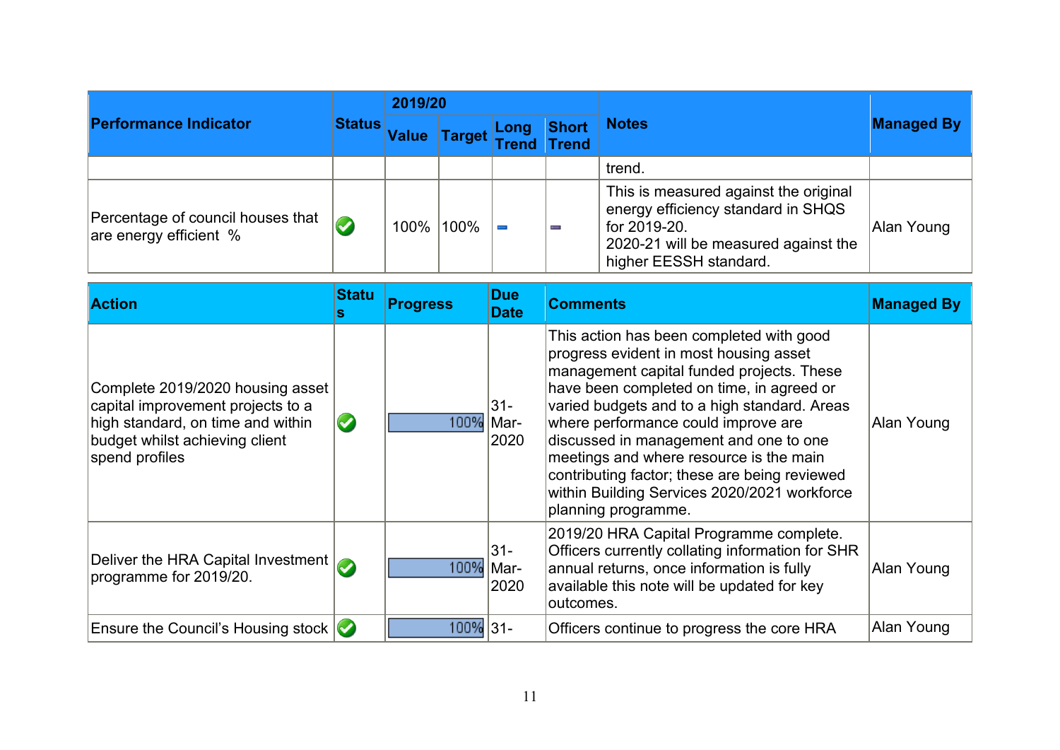| Performance Indicator | Status | 2019/20 | | | | Notes | Managed By |
|---|---|---|---|---|---|---|---|
| | | Value | Target | Long Trend | Short Trend | | |
| | | | | | | trend. | |
| Percentage of council houses that are energy efficient % | ✅ | 100% | 100% | ▬ | ▬ | This is measured against the original energy efficiency standard in SHQS for 2019-20. 2020-21 will be measured against the higher EESSH standard. | Alan Young |

| Action | Status | Progress | Due Date | Comments | Managed By |
|---|---|---|---|---|---|
| Complete 2019/2020 housing asset capital improvement projects to a high standard, on time and within budget whilst achieving client spend profiles | ✅ | 100% | 31-Mar-2020 | This action has been completed with good progress evident in most housing asset management capital funded projects. These have been completed on time, in agreed or varied budgets and to a high standard. Areas where performance could improve are discussed in management and one to one meetings and where resource is the main contributing factor; these are being reviewed within Building Services 2020/2021 workforce planning programme. | Alan Young |
| Deliver the HRA Capital Investment programme for 2019/20. | ✅ | 100% | 31-Mar-2020 | 2019/20 HRA Capital Programme complete. Officers currently collating information for SHR annual returns, once information is fully available this note will be updated for key outcomes. | Alan Young |
| Ensure the Council's Housing stock | ✅ | 100% | 31- | Officers continue to progress the core HRA | Alan Young |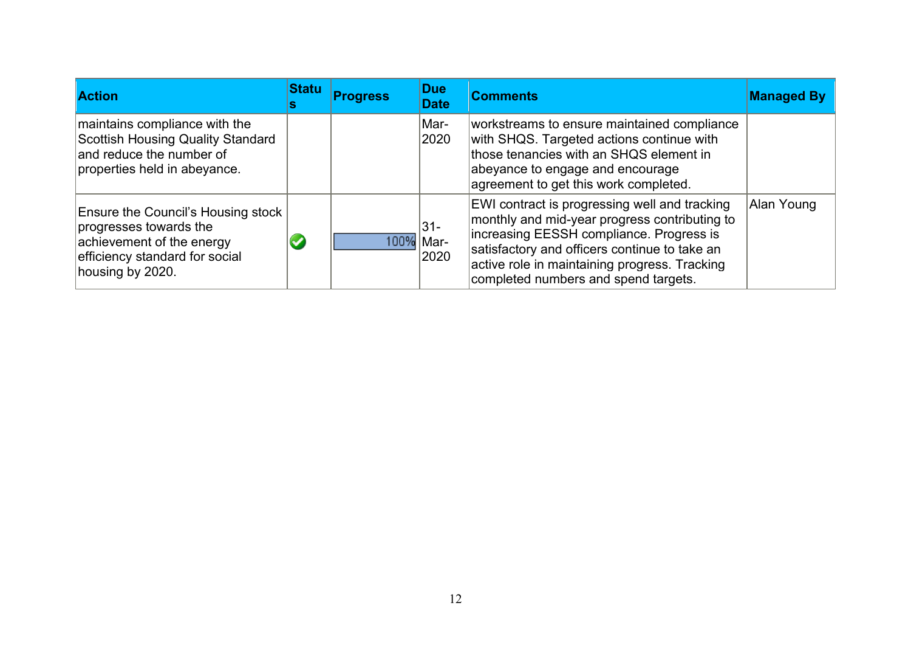| Action | Status | Progress | Due Date | Comments | Managed By |
|---|---|---|---|---|---|
| maintains compliance with the Scottish Housing Quality Standard and reduce the number of properties held in abeyance. | | | Mar-2020 | workstreams to ensure maintained compliance with SHQS. Targeted actions continue with those tenancies with an SHQS element in abeyance to engage and encourage agreement to get this work completed. | |
| Ensure the Council's Housing stock progresses towards the achievement of the energy efficiency standard for social housing by 2020. | ✔ | 100% | 31-Mar-2020 | EWI contract is progressing well and tracking monthly and mid-year progress contributing to increasing EESSH compliance. Progress is satisfactory and officers continue to take an active role in maintaining progress. Tracking completed numbers and spend targets. | Alan Young |